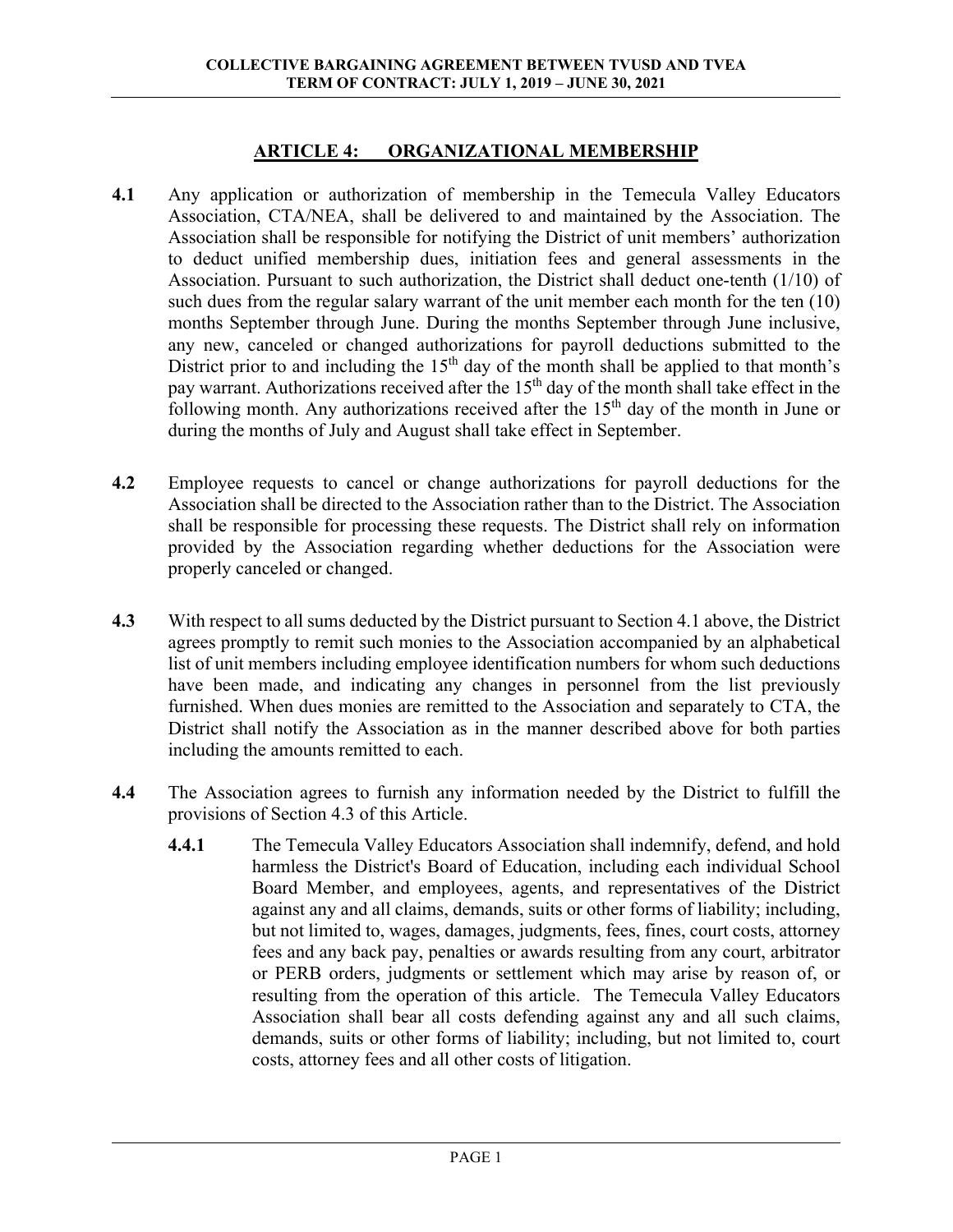## ARTICLE 4: ORGANIZATIONAL MEMBERSHIP

**4.1** Any application or authorization of membership in the Temecula Valley Educators Association, CTA/NEA, shall be delivered to and maintained by the Association. The Association shall be responsible for notifying the District of unit members' authorization to deduct unified membership dues, initiation fees and general assessments in the Association. Pursuant to such authorization, the District shall deduct one-tenth (1/10) of such dues from the regular salary warrant of the unit member each month for the ten (10) months September through June. During the months September through June inclusive, any new, canceled or changed authorizations for payroll deductions submitted to the District prior to and including the 15th day of the month shall be applied to that month's pay warrant. Authorizations received after the 15th day of the month shall take effect in the following month. Any authorizations received after the 15th day of the month in June or during the months of July and August shall take effect in September.

**4.2** Employee requests to cancel or change authorizations for payroll deductions for the Association shall be directed to the Association rather than to the District. The Association shall be responsible for processing these requests. The District shall rely on information provided by the Association regarding whether deductions for the Association were properly canceled or changed.

**4.3** With respect to all sums deducted by the District pursuant to Section 4.1 above, the District agrees promptly to remit such monies to the Association accompanied by an alphabetical list of unit members including employee identification numbers for whom such deductions have been made, and indicating any changes in personnel from the list previously furnished. When dues monies are remitted to the Association and separately to CTA, the District shall notify the Association as in the manner described above for both parties including the amounts remitted to each.

**4.4** The Association agrees to furnish any information needed by the District to fulfill the provisions of Section 4.3 of this Article.

**4.4.1** The Temecula Valley Educators Association shall indemnify, defend, and hold harmless the District's Board of Education, including each individual School Board Member, and employees, agents, and representatives of the District against any and all claims, demands, suits or other forms of liability; including, but not limited to, wages, damages, judgments, fees, fines, court costs, attorney fees and any back pay, penalties or awards resulting from any court, arbitrator or PERB orders, judgments or settlement which may arise by reason of, or resulting from the operation of this article. The Temecula Valley Educators Association shall bear all costs defending against any and all such claims, demands, suits or other forms of liability; including, but not limited to, court costs, attorney fees and all other costs of litigation.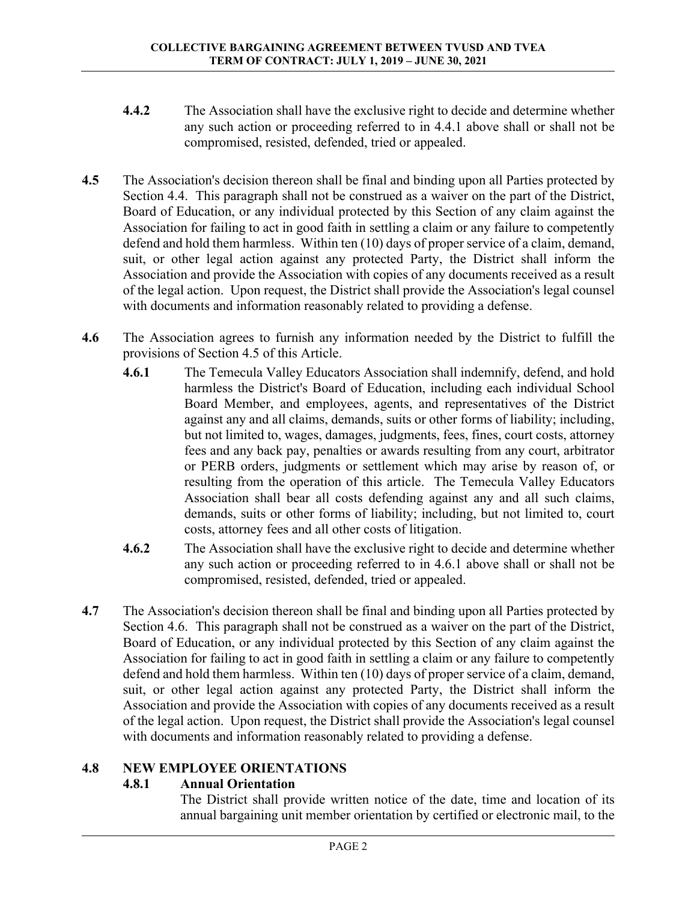**4.4.2** The Association shall have the exclusive right to decide and determine whether any such action or proceeding referred to in 4.4.1 above shall or shall not be compromised, resisted, defended, tried or appealed.

**4.5** The Association's decision thereon shall be final and binding upon all Parties protected by Section 4.4. This paragraph shall not be construed as a waiver on the part of the District, Board of Education, or any individual protected by this Section of any claim against the Association for failing to act in good faith in settling a claim or any failure to competently defend and hold them harmless. Within ten (10) days of proper service of a claim, demand, suit, or other legal action against any protected Party, the District shall inform the Association and provide the Association with copies of any documents received as a result of the legal action. Upon request, the District shall provide the Association's legal counsel with documents and information reasonably related to providing a defense.

**4.6** The Association agrees to furnish any information needed by the District to fulfill the provisions of Section 4.5 of this Article.

**4.6.1** The Temecula Valley Educators Association shall indemnify, defend, and hold harmless the District's Board of Education, including each individual School Board Member, and employees, agents, and representatives of the District against any and all claims, demands, suits or other forms of liability; including, but not limited to, wages, damages, judgments, fees, fines, court costs, attorney fees and any back pay, penalties or awards resulting from any court, arbitrator or PERB orders, judgments or settlement which may arise by reason of, or resulting from the operation of this article. The Temecula Valley Educators Association shall bear all costs defending against any and all such claims, demands, suits or other forms of liability; including, but not limited to, court costs, attorney fees and all other costs of litigation.

**4.6.2** The Association shall have the exclusive right to decide and determine whether any such action or proceeding referred to in 4.6.1 above shall or shall not be compromised, resisted, defended, tried or appealed.

**4.7** The Association's decision thereon shall be final and binding upon all Parties protected by Section 4.6. This paragraph shall not be construed as a waiver on the part of the District, Board of Education, or any individual protected by this Section of any claim against the Association for failing to act in good faith in settling a claim or any failure to competently defend and hold them harmless. Within ten (10) days of proper service of a claim, demand, suit, or other legal action against any protected Party, the District shall inform the Association and provide the Association with copies of any documents received as a result of the legal action. Upon request, the District shall provide the Association's legal counsel with documents and information reasonably related to providing a defense.

**4.8 NEW EMPLOYEE ORIENTATIONS**

**4.8.1 Annual Orientation**

The District shall provide written notice of the date, time and location of its annual bargaining unit member orientation by certified or electronic mail, to the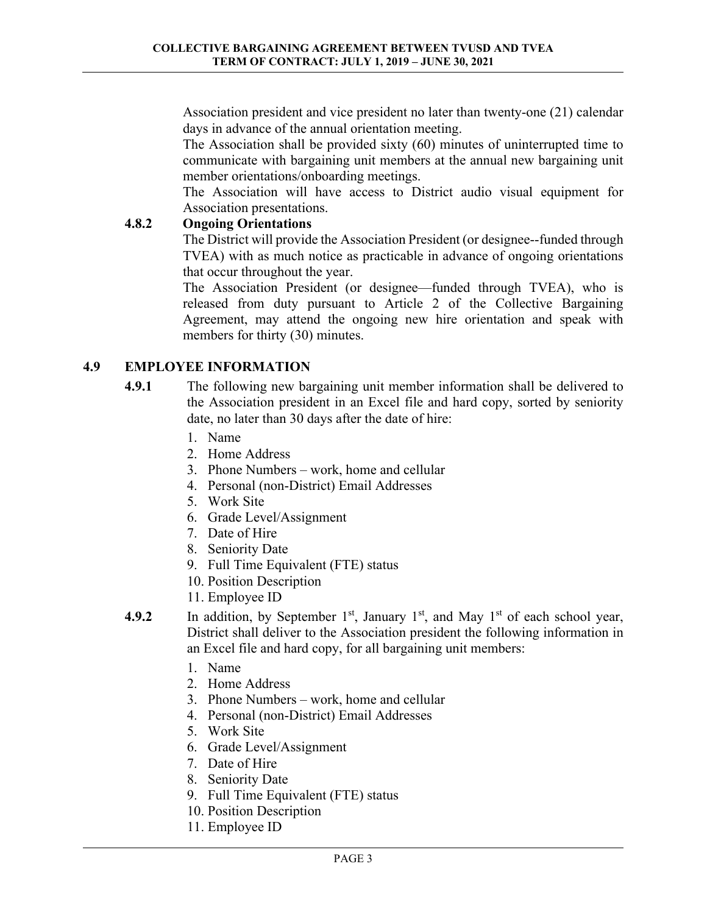Association president and vice president no later than twenty-one (21) calendar days in advance of the annual orientation meeting.

The Association shall be provided sixty (60) minutes of uninterrupted time to communicate with bargaining unit members at the annual new bargaining unit member orientations/onboarding meetings.

The Association will have access to District audio visual equipment for Association presentations.

#### 4.8.2 Ongoing Orientations

The District will provide the Association President (or designee--funded through TVEA) with as much notice as practicable in advance of ongoing orientations that occur throughout the year.

The Association President (or designee—funded through TVEA), who is released from duty pursuant to Article 2 of the Collective Bargaining Agreement, may attend the ongoing new hire orientation and speak with members for thirty (30) minutes.

### 4.9 EMPLOYEE INFORMATION

**4.9.1** The following new bargaining unit member information shall be delivered to the Association president in an Excel file and hard copy, sorted by seniority date, no later than 30 days after the date of hire:

1. Name
2. Home Address
3. Phone Numbers – work, home and cellular
4. Personal (non-District) Email Addresses
5. Work Site
6. Grade Level/Assignment
7. Date of Hire
8. Seniority Date
9. Full Time Equivalent (FTE) status
10. Position Description
11. Employee ID

**4.9.2** In addition, by September 1st, January 1st, and May 1st of each school year, District shall deliver to the Association president the following information in an Excel file and hard copy, for all bargaining unit members:

1. Name
2. Home Address
3. Phone Numbers – work, home and cellular
4. Personal (non-District) Email Addresses
5. Work Site
6. Grade Level/Assignment
7. Date of Hire
8. Seniority Date
9. Full Time Equivalent (FTE) status
10. Position Description
11. Employee ID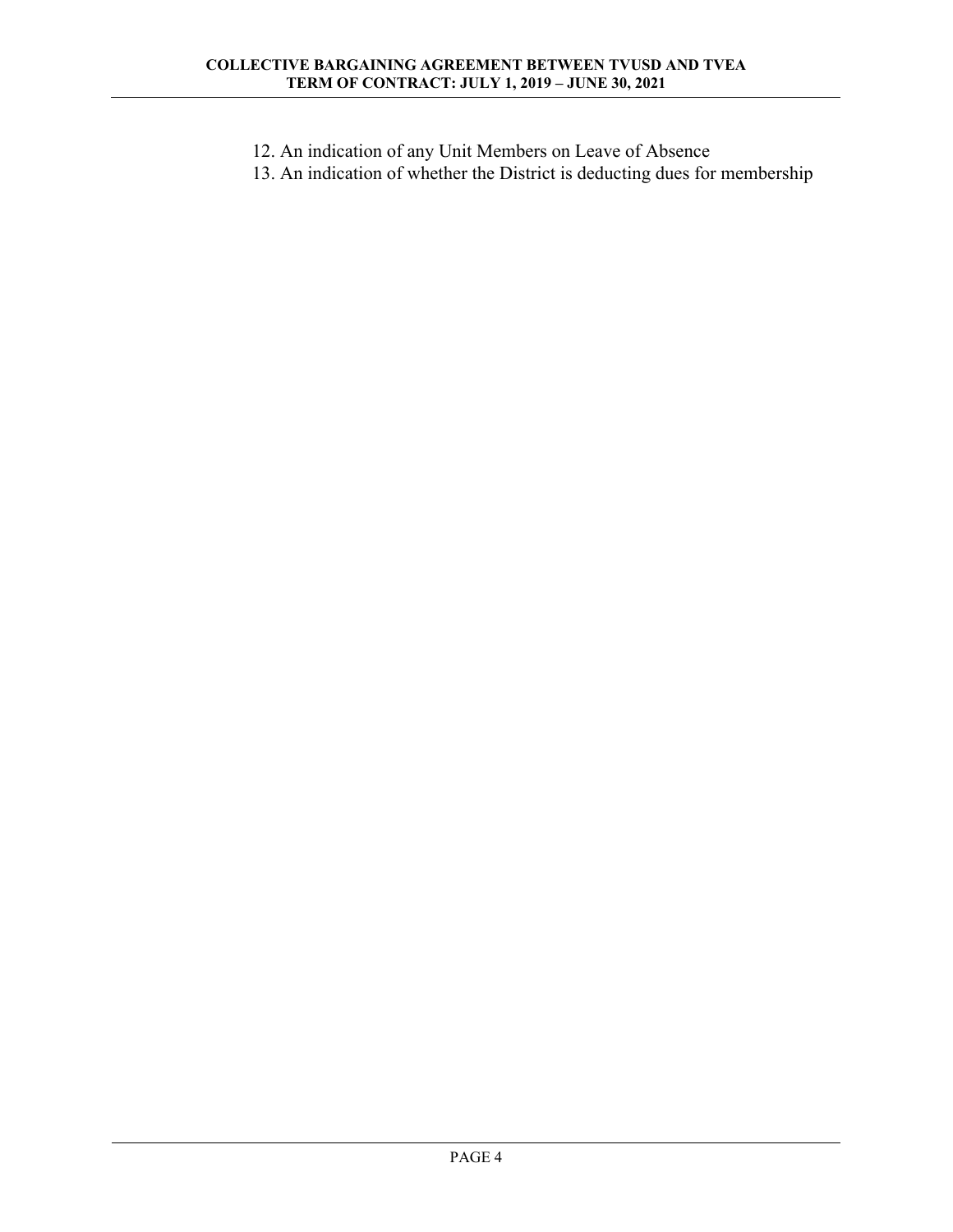12. An indication of any Unit Members on Leave of Absence
13. An indication of whether the District is deducting dues for membership